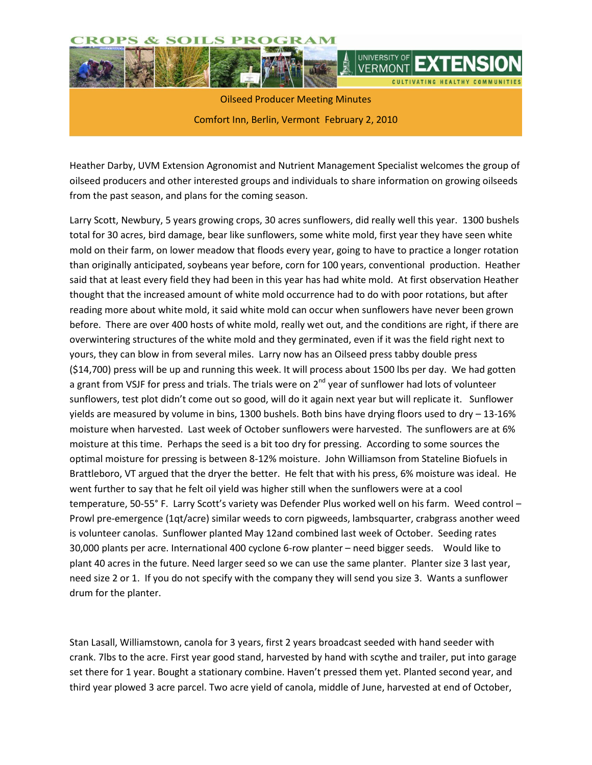CROPS & SOILS PROGRAM

UNIVERSITY OF VERMONT EXTENSION

CULTIVATING HEALTHY COMMUNITIES

Oilseed Producer Meeting Minutes

Comfort Inn, Berlin, Vermont February 2, 2010

Heather Darby, UVM Extension Agronomist and Nutrient Management Specialist welcomes the group of oilseed producers and other interested groups and individuals to share information on growing oilseeds from the past season, and plans for the coming season.

Larry Scott, Newbury, 5 years growing crops, 30 acres sunflowers, did really well this year. 1300 bushels total for 30 acres, bird damage, bear like sunflowers, some white mold, first year they have seen white mold on their farm, on lower meadow that floods every year, going to have to practice a longer rotation than originally anticipated, soybeans year before, corn for 100 years, conventional production. Heather said that at least every field they had been in this year has had white mold. At first observation Heather thought that the increased amount of white mold occurrence had to do with poor rotations, but after reading more about white mold, it said white mold can occur when sunflowers have never been grown before. There are over 400 hosts of white mold, really wet out, and the conditions are right, if there are overwintering structures of the white mold and they germinated, even if it was the field right next to yours, they can blow in from several miles. Larry now has an Oilseed press tabby double press ($14,700) press will be up and running this week. It will process about 1500 lbs per day. We had gotten a grant from VSJF for press and trials. The trials were on 2nd year of sunflower had lots of volunteer sunflowers, test plot didn't come out so good, will do it again next year but will replicate it. Sunflower yields are measured by volume in bins, 1300 bushels. Both bins have drying floors used to dry – 13-16% moisture when harvested. Last week of October sunflowers were harvested. The sunflowers are at 6% moisture at this time. Perhaps the seed is a bit too dry for pressing. According to some sources the optimal moisture for pressing is between 8-12% moisture. John Williamson from Stateline Biofuels in Brattleboro, VT argued that the dryer the better. He felt that with his press, 6% moisture was ideal. He went further to say that he felt oil yield was higher still when the sunflowers were at a cool temperature, 50-55° F. Larry Scott's variety was Defender Plus worked well on his farm. Weed control – Prowl pre-emergence (1qt/acre) similar weeds to corn pigweeds, lambsquarter, crabgrass another weed is volunteer canolas. Sunflower planted May 12and combined last week of October. Seeding rates 30,000 plants per acre. International 400 cyclone 6-row planter – need bigger seeds. Would like to plant 40 acres in the future. Need larger seed so we can use the same planter. Planter size 3 last year, need size 2 or 1. If you do not specify with the company they will send you size 3. Wants a sunflower drum for the planter.

Stan Lasall, Williamstown, canola for 3 years, first 2 years broadcast seeded with hand seeder with crank. 7lbs to the acre. First year good stand, harvested by hand with scythe and trailer, put into garage set there for 1 year. Bought a stationary combine. Haven't pressed them yet. Planted second year, and third year plowed 3 acre parcel. Two acre yield of canola, middle of June, harvested at end of October,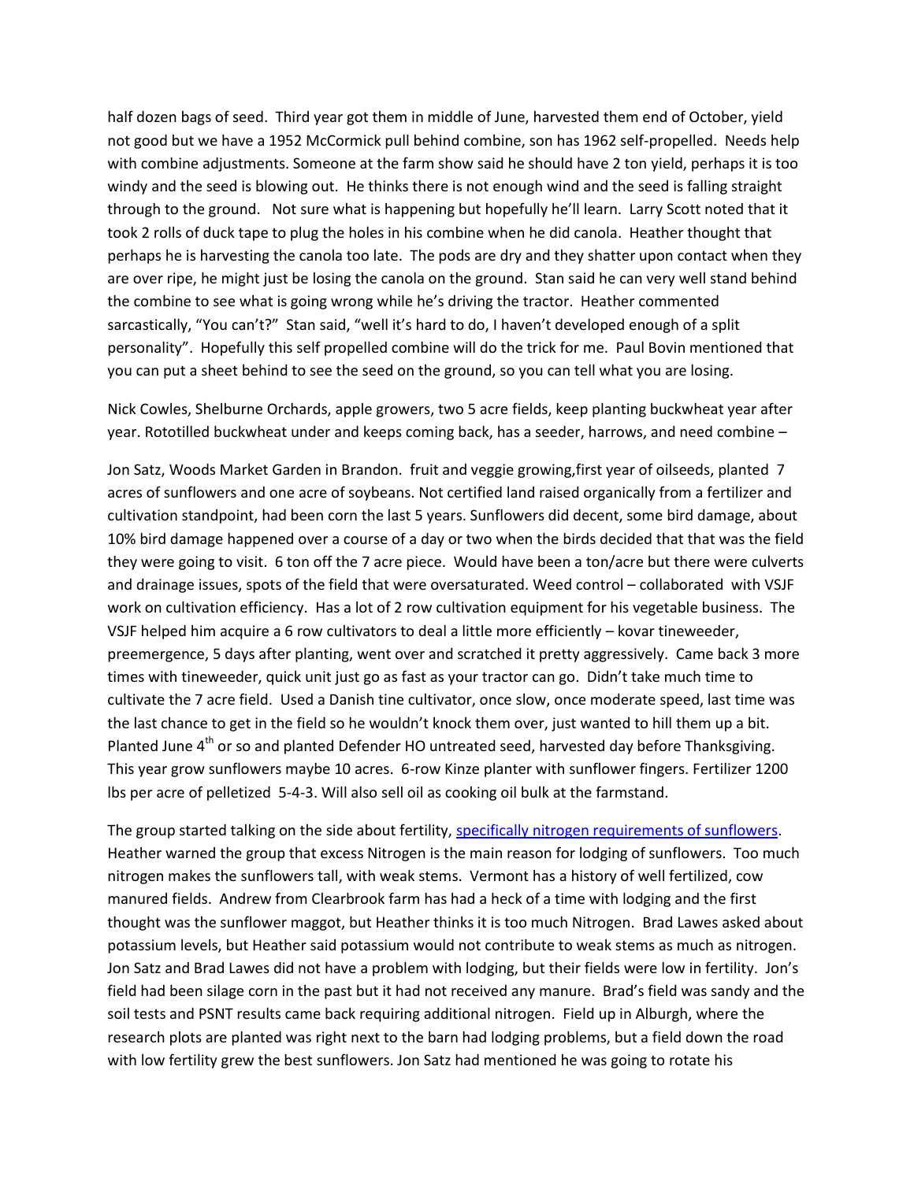half dozen bags of seed. Third year got them in middle of June, harvested them end of October, yield not good but we have a 1952 McCormick pull behind combine, son has 1962 self-propelled. Needs help with combine adjustments. Someone at the farm show said he should have 2 ton yield, perhaps it is too windy and the seed is blowing out. He thinks there is not enough wind and the seed is falling straight through to the ground. Not sure what is happening but hopefully he'll learn. Larry Scott noted that it took 2 rolls of duck tape to plug the holes in his combine when he did canola. Heather thought that perhaps he is harvesting the canola too late. The pods are dry and they shatter upon contact when they are over ripe, he might just be losing the canola on the ground. Stan said he can very well stand behind the combine to see what is going wrong while he's driving the tractor. Heather commented sarcastically, "You can't?" Stan said, "well it's hard to do, I haven't developed enough of a split personality". Hopefully this self propelled combine will do the trick for me. Paul Bovin mentioned that you can put a sheet behind to see the seed on the ground, so you can tell what you are losing.

Nick Cowles, Shelburne Orchards, apple growers, two 5 acre fields, keep planting buckwheat year after year. Rototilled buckwheat under and keeps coming back, has a seeder, harrows, and need combine –

Jon Satz, Woods Market Garden in Brandon. fruit and veggie growing,first year of oilseeds, planted 7 acres of sunflowers and one acre of soybeans. Not certified land raised organically from a fertilizer and cultivation standpoint, had been corn the last 5 years. Sunflowers did decent, some bird damage, about 10% bird damage happened over a course of a day or two when the birds decided that that was the field they were going to visit. 6 ton off the 7 acre piece. Would have been a ton/acre but there were culverts and drainage issues, spots of the field that were oversaturated. Weed control – collaborated with VSJF work on cultivation efficiency. Has a lot of 2 row cultivation equipment for his vegetable business. The VSJF helped him acquire a 6 row cultivators to deal a little more efficiently – kovar tineweeder, preemergence, 5 days after planting, went over and scratched it pretty aggressively. Came back 3 more times with tineweeder, quick unit just go as fast as your tractor can go. Didn't take much time to cultivate the 7 acre field. Used a Danish tine cultivator, once slow, once moderate speed, last time was the last chance to get in the field so he wouldn't knock them over, just wanted to hill them up a bit. Planted June 4th or so and planted Defender HO untreated seed, harvested day before Thanksgiving. This year grow sunflowers maybe 10 acres. 6-row Kinze planter with sunflower fingers. Fertilizer 1200 lbs per acre of pelletized 5-4-3. Will also sell oil as cooking oil bulk at the farmstand.

The group started talking on the side about fertility, specifically nitrogen requirements of sunflowers. Heather warned the group that excess Nitrogen is the main reason for lodging of sunflowers. Too much nitrogen makes the sunflowers tall, with weak stems. Vermont has a history of well fertilized, cow manured fields. Andrew from Clearbrook farm has had a heck of a time with lodging and the first thought was the sunflower maggot, but Heather thinks it is too much Nitrogen. Brad Lawes asked about potassium levels, but Heather said potassium would not contribute to weak stems as much as nitrogen. Jon Satz and Brad Lawes did not have a problem with lodging, but their fields were low in fertility. Jon's field had been silage corn in the past but it had not received any manure. Brad's field was sandy and the soil tests and PSNT results came back requiring additional nitrogen. Field up in Alburgh, where the research plots are planted was right next to the barn had lodging problems, but a field down the road with low fertility grew the best sunflowers. Jon Satz had mentioned he was going to rotate his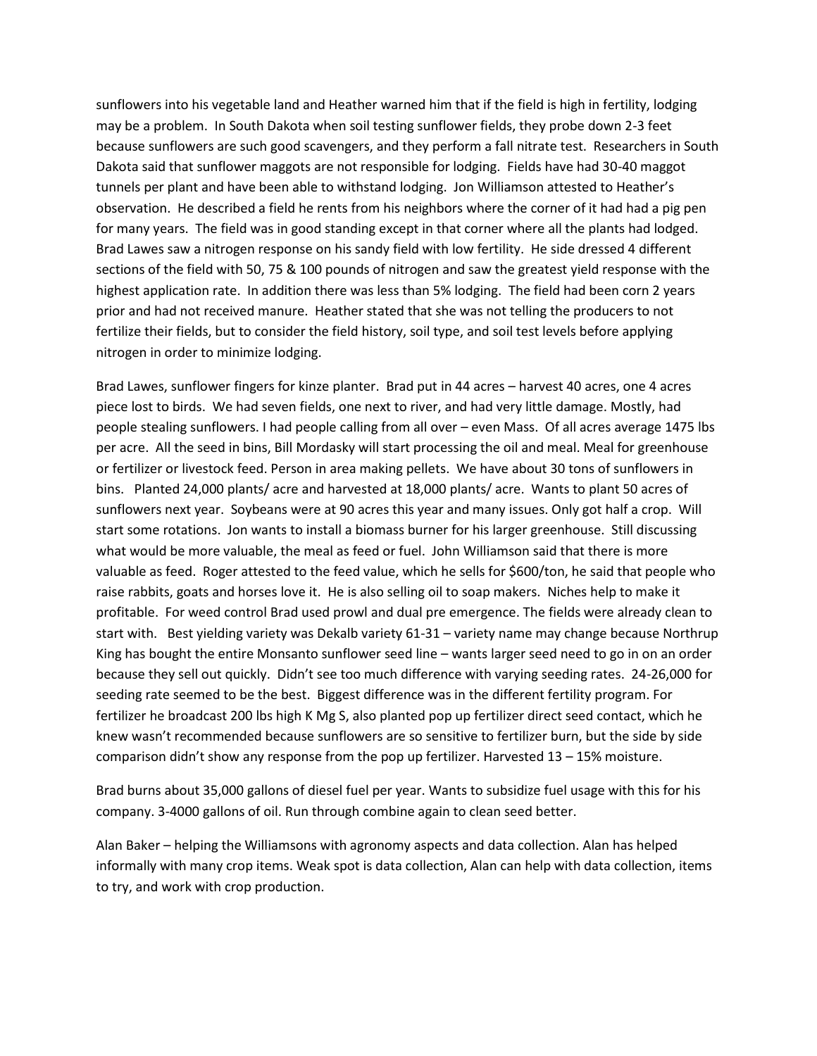sunflowers into his vegetable land and Heather warned him that if the field is high in fertility, lodging may be a problem. In South Dakota when soil testing sunflower fields, they probe down 2-3 feet because sunflowers are such good scavengers, and they perform a fall nitrate test. Researchers in South Dakota said that sunflower maggots are not responsible for lodging. Fields have had 30-40 maggot tunnels per plant and have been able to withstand lodging. Jon Williamson attested to Heather's observation. He described a field he rents from his neighbors where the corner of it had had a pig pen for many years. The field was in good standing except in that corner where all the plants had lodged. Brad Lawes saw a nitrogen response on his sandy field with low fertility. He side dressed 4 different sections of the field with 50, 75 & 100 pounds of nitrogen and saw the greatest yield response with the highest application rate. In addition there was less than 5% lodging. The field had been corn 2 years prior and had not received manure. Heather stated that she was not telling the producers to not fertilize their fields, but to consider the field history, soil type, and soil test levels before applying nitrogen in order to minimize lodging.

Brad Lawes, sunflower fingers for kinze planter. Brad put in 44 acres – harvest 40 acres, one 4 acres piece lost to birds. We had seven fields, one next to river, and had very little damage. Mostly, had people stealing sunflowers. I had people calling from all over – even Mass. Of all acres average 1475 lbs per acre. All the seed in bins, Bill Mordasky will start processing the oil and meal. Meal for greenhouse or fertilizer or livestock feed. Person in area making pellets. We have about 30 tons of sunflowers in bins. Planted 24,000 plants/ acre and harvested at 18,000 plants/ acre. Wants to plant 50 acres of sunflowers next year. Soybeans were at 90 acres this year and many issues. Only got half a crop. Will start some rotations. Jon wants to install a biomass burner for his larger greenhouse. Still discussing what would be more valuable, the meal as feed or fuel. John Williamson said that there is more valuable as feed. Roger attested to the feed value, which he sells for $600/ton, he said that people who raise rabbits, goats and horses love it. He is also selling oil to soap makers. Niches help to make it profitable. For weed control Brad used prowl and dual pre emergence. The fields were already clean to start with. Best yielding variety was Dekalb variety 61-31 – variety name may change because Northrup King has bought the entire Monsanto sunflower seed line – wants larger seed need to go in on an order because they sell out quickly. Didn't see too much difference with varying seeding rates. 24-26,000 for seeding rate seemed to be the best. Biggest difference was in the different fertility program. For fertilizer he broadcast 200 lbs high K Mg S, also planted pop up fertilizer direct seed contact, which he knew wasn't recommended because sunflowers are so sensitive to fertilizer burn, but the side by side comparison didn't show any response from the pop up fertilizer. Harvested 13 – 15% moisture.

Brad burns about 35,000 gallons of diesel fuel per year. Wants to subsidize fuel usage with this for his company. 3-4000 gallons of oil. Run through combine again to clean seed better.

Alan Baker – helping the Williamsons with agronomy aspects and data collection. Alan has helped informally with many crop items. Weak spot is data collection, Alan can help with data collection, items to try, and work with crop production.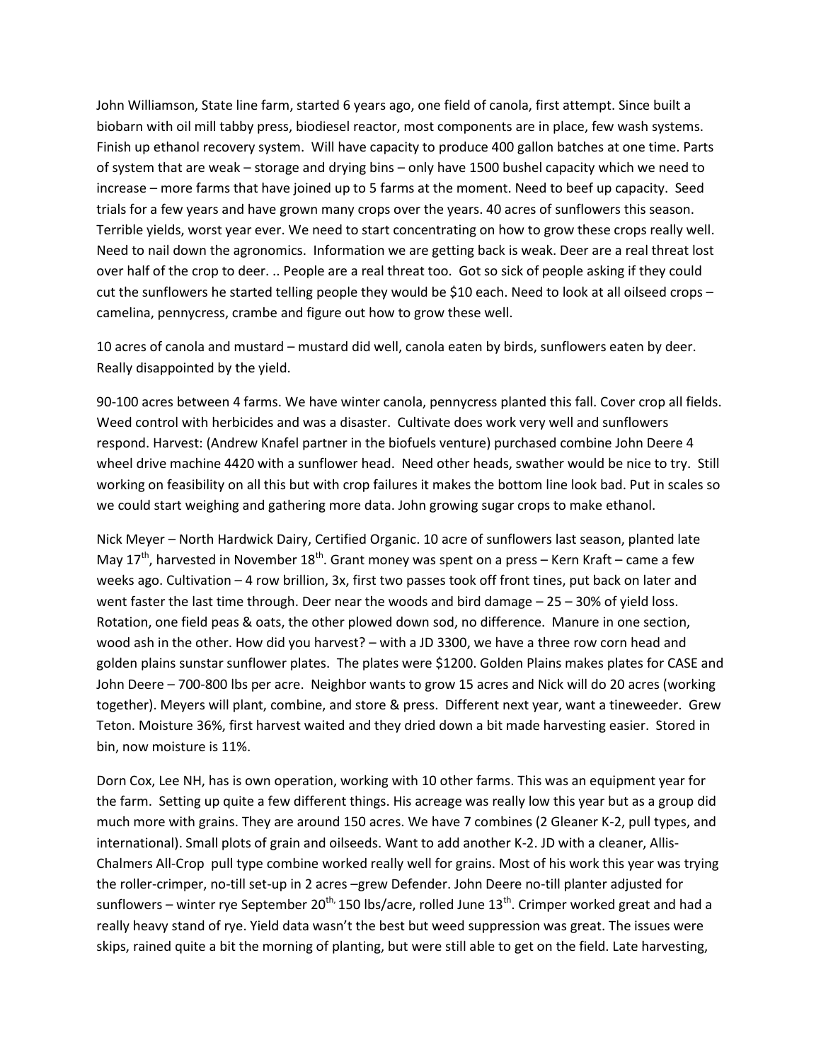John Williamson, State line farm, started 6 years ago, one field of canola, first attempt. Since built a biobarn with oil mill tabby press, biodiesel reactor, most components are in place, few wash systems. Finish up ethanol recovery system. Will have capacity to produce 400 gallon batches at one time. Parts of system that are weak – storage and drying bins – only have 1500 bushel capacity which we need to increase – more farms that have joined up to 5 farms at the moment. Need to beef up capacity. Seed trials for a few years and have grown many crops over the years. 40 acres of sunflowers this season. Terrible yields, worst year ever. We need to start concentrating on how to grow these crops really well. Need to nail down the agronomics. Information we are getting back is weak. Deer are a real threat lost over half of the crop to deer. .. People are a real threat too. Got so sick of people asking if they could cut the sunflowers he started telling people they would be $10 each. Need to look at all oilseed crops – camelina, pennycress, crambe and figure out how to grow these well.

10 acres of canola and mustard – mustard did well, canola eaten by birds, sunflowers eaten by deer. Really disappointed by the yield.

90-100 acres between 4 farms. We have winter canola, pennycress planted this fall. Cover crop all fields. Weed control with herbicides and was a disaster. Cultivate does work very well and sunflowers respond. Harvest: (Andrew Knafel partner in the biofuels venture) purchased combine John Deere 4 wheel drive machine 4420 with a sunflower head. Need other heads, swather would be nice to try. Still working on feasibility on all this but with crop failures it makes the bottom line look bad. Put in scales so we could start weighing and gathering more data. John growing sugar crops to make ethanol.

Nick Meyer – North Hardwick Dairy, Certified Organic. 10 acre of sunflowers last season, planted late May 17th, harvested in November 18th. Grant money was spent on a press – Kern Kraft – came a few weeks ago. Cultivation – 4 row brillion, 3x, first two passes took off front tines, put back on later and went faster the last time through. Deer near the woods and bird damage – 25 – 30% of yield loss. Rotation, one field peas & oats, the other plowed down sod, no difference. Manure in one section, wood ash in the other. How did you harvest? – with a JD 3300, we have a three row corn head and golden plains sunstar sunflower plates. The plates were $1200. Golden Plains makes plates for CASE and John Deere – 700-800 lbs per acre. Neighbor wants to grow 15 acres and Nick will do 20 acres (working together). Meyers will plant, combine, and store & press. Different next year, want a tineweeder. Grew Teton. Moisture 36%, first harvest waited and they dried down a bit made harvesting easier. Stored in bin, now moisture is 11%.

Dorn Cox, Lee NH, has is own operation, working with 10 other farms. This was an equipment year for the farm. Setting up quite a few different things. His acreage was really low this year but as a group did much more with grains. They are around 150 acres. We have 7 combines (2 Gleaner K-2, pull types, and international). Small plots of grain and oilseeds. Want to add another K-2. JD with a cleaner, Allis-Chalmers All-Crop pull type combine worked really well for grains. Most of his work this year was trying the roller-crimper, no-till set-up in 2 acres –grew Defender. John Deere no-till planter adjusted for sunflowers – winter rye September 20th, 150 lbs/acre, rolled June 13th. Crimper worked great and had a really heavy stand of rye. Yield data wasn't the best but weed suppression was great. The issues were skips, rained quite a bit the morning of planting, but were still able to get on the field. Late harvesting,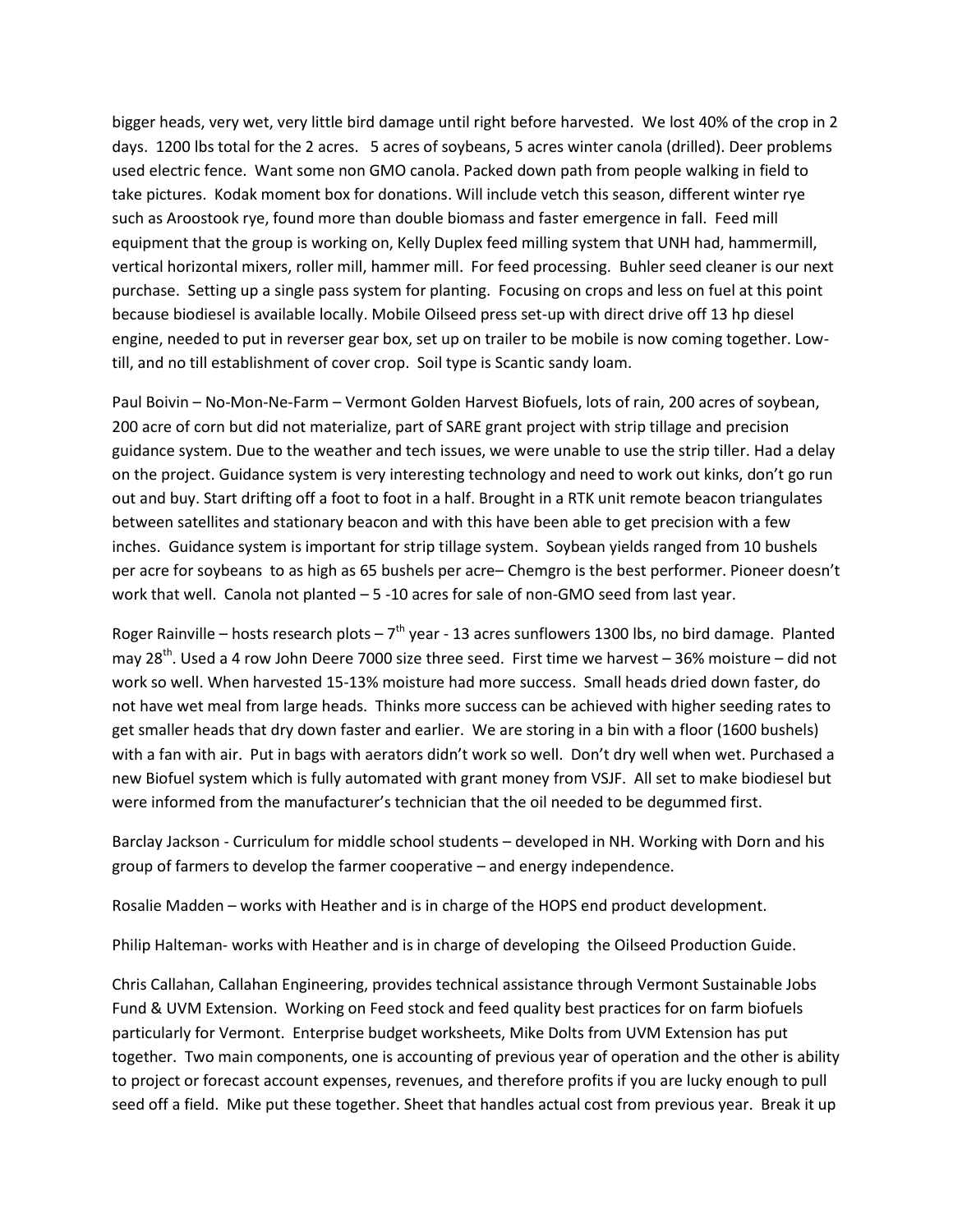bigger heads, very wet, very little bird damage until right before harvested. We lost 40% of the crop in 2 days. 1200 lbs total for the 2 acres. 5 acres of soybeans, 5 acres winter canola (drilled). Deer problems used electric fence. Want some non GMO canola. Packed down path from people walking in field to take pictures. Kodak moment box for donations. Will include vetch this season, different winter rye such as Aroostook rye, found more than double biomass and faster emergence in fall. Feed mill equipment that the group is working on, Kelly Duplex feed milling system that UNH had, hammermill, vertical horizontal mixers, roller mill, hammer mill. For feed processing. Buhler seed cleaner is our next purchase. Setting up a single pass system for planting. Focusing on crops and less on fuel at this point because biodiesel is available locally. Mobile Oilseed press set-up with direct drive off 13 hp diesel engine, needed to put in reverser gear box, set up on trailer to be mobile is now coming together. Low-till, and no till establishment of cover crop. Soil type is Scantic sandy loam.

Paul Boivin – No-Mon-Ne-Farm – Vermont Golden Harvest Biofuels, lots of rain, 200 acres of soybean, 200 acre of corn but did not materialize, part of SARE grant project with strip tillage and precision guidance system. Due to the weather and tech issues, we were unable to use the strip tiller. Had a delay on the project. Guidance system is very interesting technology and need to work out kinks, don't go run out and buy. Start drifting off a foot to foot in a half. Brought in a RTK unit remote beacon triangulates between satellites and stationary beacon and with this have been able to get precision with a few inches. Guidance system is important for strip tillage system. Soybean yields ranged from 10 bushels per acre for soybeans to as high as 65 bushels per acre– Chemgro is the best performer. Pioneer doesn't work that well. Canola not planted – 5 -10 acres for sale of non-GMO seed from last year.

Roger Rainville – hosts research plots – 7th year - 13 acres sunflowers 1300 lbs, no bird damage. Planted may 28th. Used a 4 row John Deere 7000 size three seed. First time we harvest – 36% moisture – did not work so well. When harvested 15-13% moisture had more success. Small heads dried down faster, do not have wet meal from large heads. Thinks more success can be achieved with higher seeding rates to get smaller heads that dry down faster and earlier. We are storing in a bin with a floor (1600 bushels) with a fan with air. Put in bags with aerators didn't work so well. Don't dry well when wet. Purchased a new Biofuel system which is fully automated with grant money from VSJF. All set to make biodiesel but were informed from the manufacturer's technician that the oil needed to be degummed first.

Barclay Jackson - Curriculum for middle school students – developed in NH. Working with Dorn and his group of farmers to develop the farmer cooperative – and energy independence.

Rosalie Madden – works with Heather and is in charge of the HOPS end product development.

Philip Halteman- works with Heather and is in charge of developing the Oilseed Production Guide.

Chris Callahan, Callahan Engineering, provides technical assistance through Vermont Sustainable Jobs Fund & UVM Extension. Working on Feed stock and feed quality best practices for on farm biofuels particularly for Vermont. Enterprise budget worksheets, Mike Dolts from UVM Extension has put together. Two main components, one is accounting of previous year of operation and the other is ability to project or forecast account expenses, revenues, and therefore profits if you are lucky enough to pull seed off a field. Mike put these together. Sheet that handles actual cost from previous year. Break it up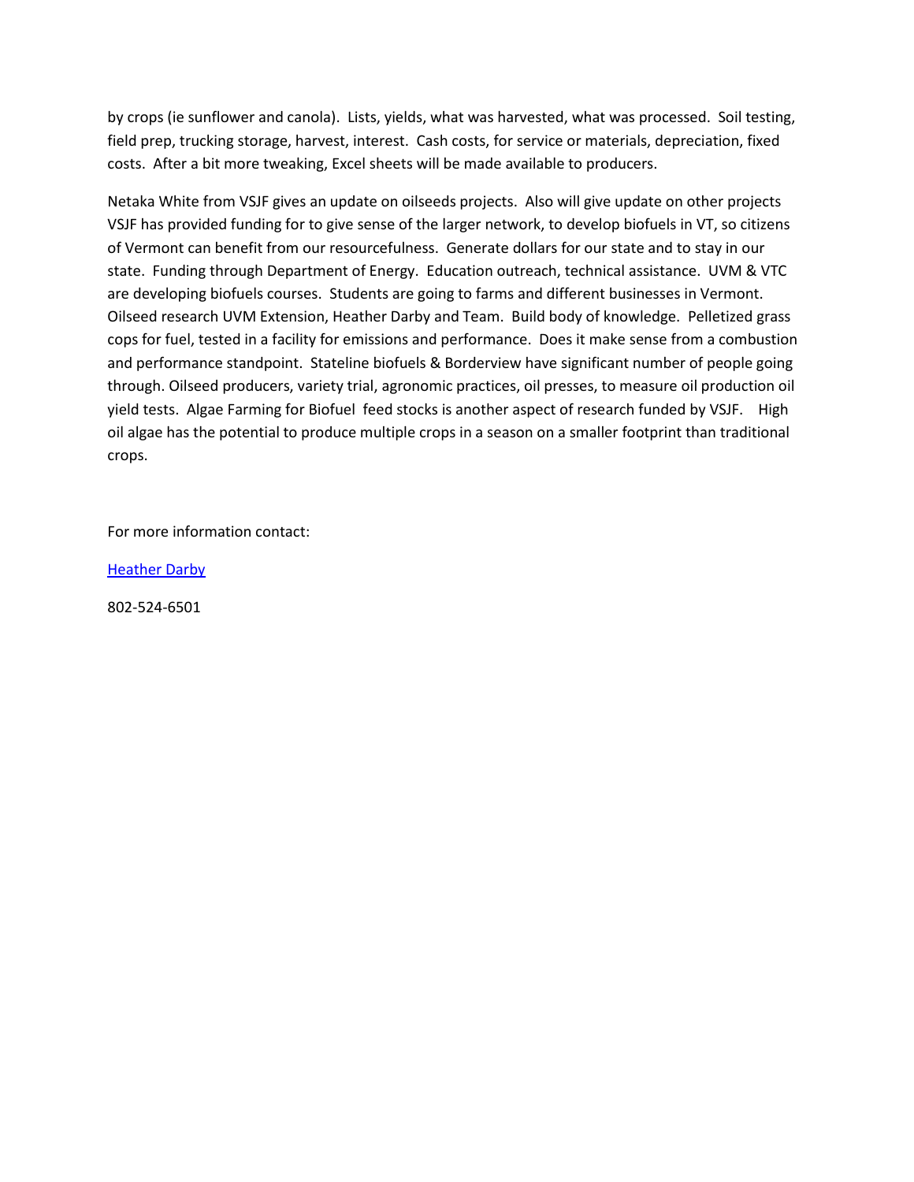by crops (ie sunflower and canola). Lists, yields, what was harvested, what was processed. Soil testing, field prep, trucking storage, harvest, interest. Cash costs, for service or materials, depreciation, fixed costs. After a bit more tweaking, Excel sheets will be made available to producers.

Netaka White from VSJF gives an update on oilseeds projects. Also will give update on other projects VSJF has provided funding for to give sense of the larger network, to develop biofuels in VT, so citizens of Vermont can benefit from our resourcefulness. Generate dollars for our state and to stay in our state. Funding through Department of Energy. Education outreach, technical assistance. UVM & VTC are developing biofuels courses. Students are going to farms and different businesses in Vermont. Oilseed research UVM Extension, Heather Darby and Team. Build body of knowledge. Pelletized grass cops for fuel, tested in a facility for emissions and performance. Does it make sense from a combustion and performance standpoint. Stateline biofuels & Borderview have significant number of people going through. Oilseed producers, variety trial, agronomic practices, oil presses, to measure oil production oil yield tests. Algae Farming for Biofuel feed stocks is another aspect of research funded by VSJF. High oil algae has the potential to produce multiple crops in a season on a smaller footprint than traditional crops.

For more information contact:

[Heather Darby]

802-524-6501